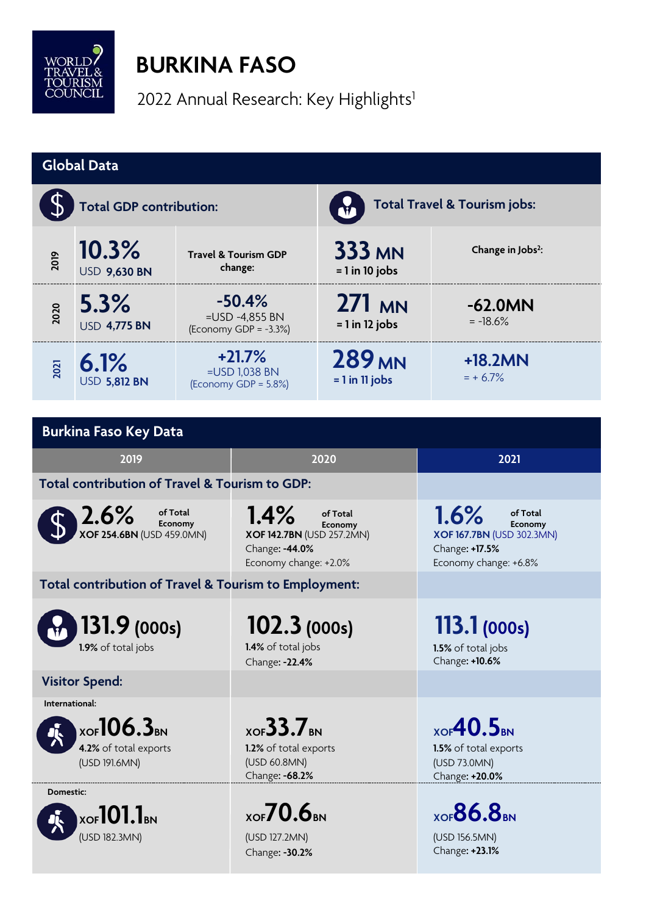WORLD TRAVEL & TOURISM COUNCIL

# BURKINA FASO

2022 Annual Research: Key Highlights[1]

## Global Data

| | Total GDP contribution: | Travel & Tourism GDP change: | Total Travel & Tourism jobs: | Change in Jobs[2]: |
|---|---|---|---|---|
| 2019 | **10.3%** USD **9,630 BN** | | **333 MN** = 1 in 10 jobs | |
| 2020 | **5.3%** USD **4,775 BN** | **-50.4%** =USD -4,855 BN (Economy GDP = -3.3%) | **271 MN** = 1 in 12 jobs | **-62.0MN** = -18.6% |
| 2021 | **6.1%** USD **5,812 BN** | **+21.7%** =USD 1,038 BN (Economy GDP = 5.8%) | **289 MN** = 1 in 11 jobs | **+18.2MN** = + 6.7% |

## Burkina Faso Key Data

| | 2019 | 2020 | 2021 |
|---|---|---|---|
| **Total contribution of Travel & Tourism to GDP:** | | | |
| | **2.6%** of Total Economy<br>**XOF 254.6BN** (USD 459.0MN) | **1.4%** of Total Economy<br>**XOF 142.7BN** (USD 257.2MN)<br>Change: **-44.0%**<br>Economy change: +2.0% | **1.6%** of Total Economy<br>**XOF 167.7BN** (USD 302.3MN)<br>Change: **+17.5%**<br>Economy change: +6.8% |
| **Total contribution of Travel & Tourism to Employment:** | | | |
| | **131.9 (000s)**<br>**1.9%** of total jobs | **102.3 (000s)**<br>**1.4%** of total jobs<br>Change: **-22.4%** | **113.1 (000s)**<br>**1.5%** of total jobs<br>Change: **+10.6%** |
| **Visitor Spend:** | | | |
| International: | **XOF 106.3 BN**<br>**4.2%** of total exports<br>(USD 191.6MN) | **XOF 33.7 BN**<br>**1.2%** of total exports<br>(USD 60.8MN)<br>Change: **-68.2%** | **XOF 40.5 BN**<br>**1.5%** of total exports<br>(USD 73.0MN)<br>Change: **+20.0%** |
| Domestic: | **XOF 101.1 BN**<br>(USD 182.3MN) | **XOF 70.6 BN**<br>(USD 127.2MN)<br>Change: **-30.2%** | **XOF 86.8 BN**<br>(USD 156.5MN)<br>Change: **+23.1%** |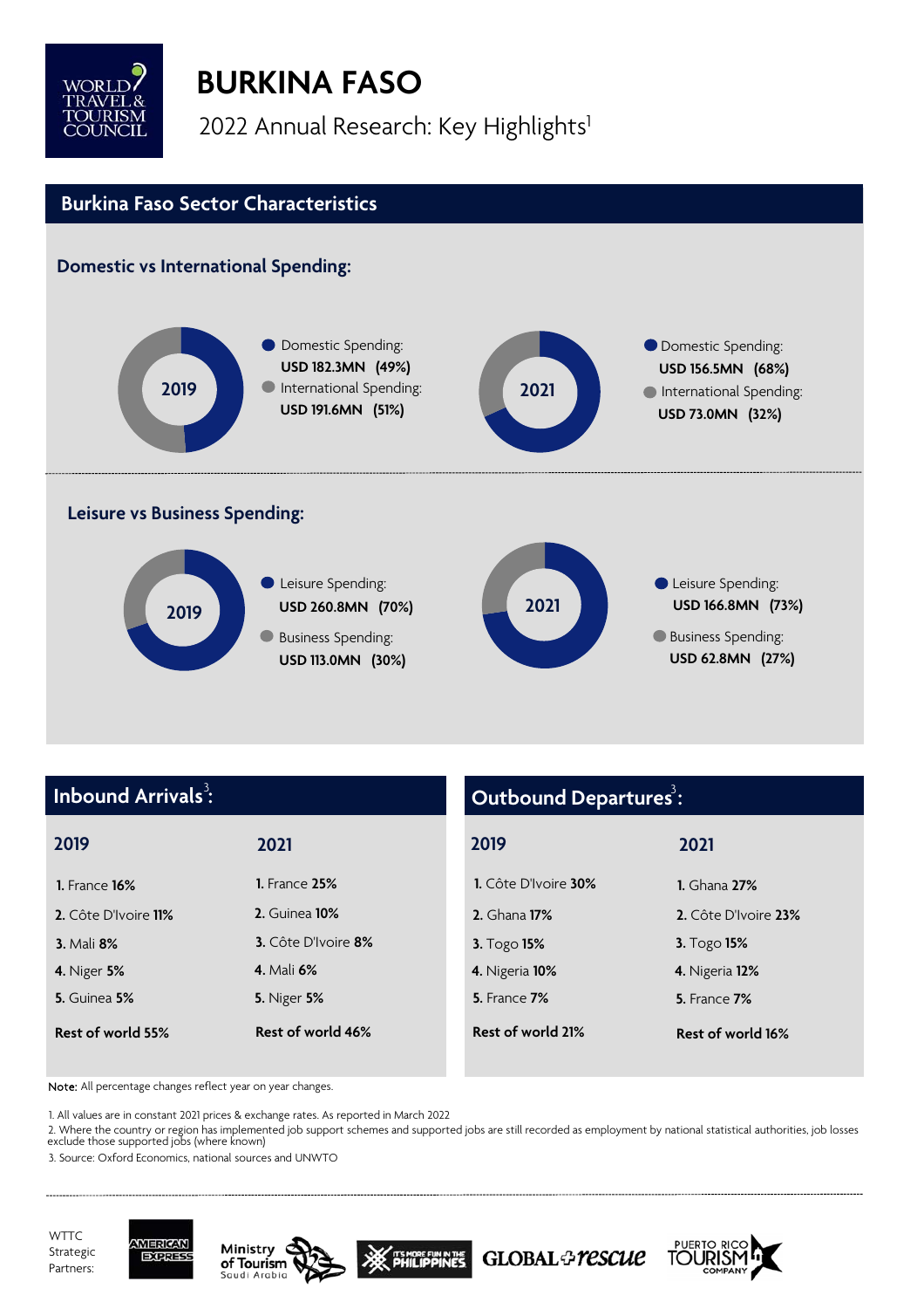# BURKINA FASO

2022 Annual Research: Key Highlights[1]

## Burkina Faso Sector Characteristics

### Domestic vs International Spending:

2019

Domestic Spending:
USD 182.3MN (49%)
International Spending:
USD 191.6MN (51%)

2021

Domestic Spending:
USD 156.5MN (68%)
International Spending:
USD 73.0MN (32%)

### Leisure vs Business Spending:

2019

Leisure Spending:
USD 260.8MN (70%)
Business Spending:
USD 113.0MN (30%)

2021

Leisure Spending:
USD 166.8MN (73%)
Business Spending:
USD 62.8MN (27%)

## Inbound Arrivals[3]:

| 2019 | 2021 |
|---|---|
| 1. France **16%** | 1. France **25%** |
| 2. Côte D'Ivoire **11%** | 2. Guinea **10%** |
| 3. Mali **8%** | 3. Côte D'Ivoire **8%** |
| 4. Niger **5%** | 4. Mali **6%** |
| 5. Guinea **5%** | 5. Niger **5%** |
| **Rest of world 55%** | **Rest of world 46%** |

## Outbound Departures[3]:

| 2019 | 2021 |
|---|---|
| 1. Côte D'Ivoire **30%** | 1. Ghana **27%** |
| 2. Ghana **17%** | 2. Côte D'Ivoire **23%** |
| 3. Togo **15%** | 3. Togo **15%** |
| 4. Nigeria **10%** | 4. Nigeria **12%** |
| 5. France **7%** | 5. France **7%** |
| **Rest of world 21%** | **Rest of world 16%** |

Note: All percentage changes reflect year on year changes.

1. All values are in constant 2021 prices & exchange rates. As reported in March 2022
2. Where the country or region has implemented job support schemes and supported jobs are still recorded as employment by national statistical authorities, job losses exclude those supported jobs (where known)
3. Source: Oxford Economics, national sources and UNWTO

WTTC Strategic Partners: